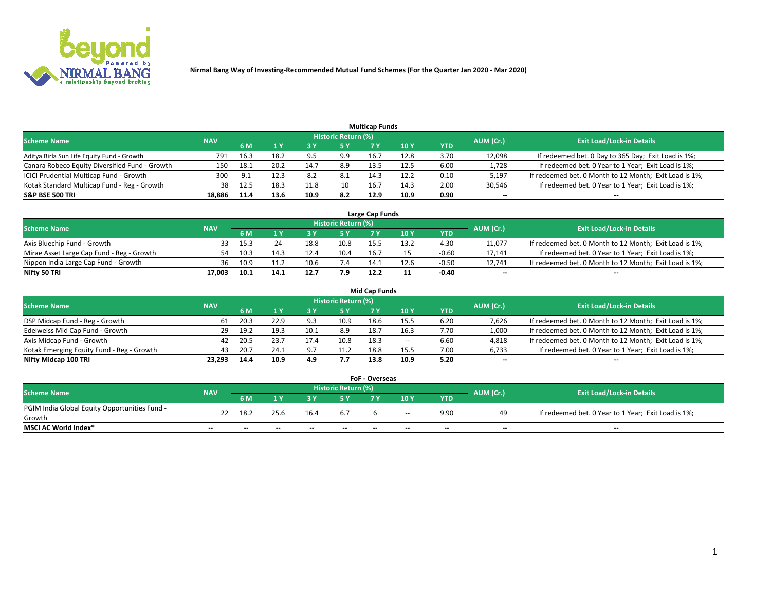Nirmal Bang Way of Investing-Recommended Mutual Fund Schemes (For the Quarter Jan 2020 - Mar 2020)

## Multicap Funds

| Scheme Name | NAV | Historic Return (%) | | | | | | | AUM (Cr.) | Exit Load/Lock-in Details |
|---|---|---|---|---|---|---|---|---|---|---|
| | | 6 M | 1 Y | 3 Y | 5 Y | 7 Y | 10 Y | YTD | | |
| Aditya Birla Sun Life Equity Fund - Growth | 791 | 16.3 | 18.2 | 9.5 | 9.9 | 16.7 | 12.8 | 3.70 | 12,098 | If redeemed bet. 0 Day to 365 Day; Exit Load is 1%; |
| Canara Robeco Equity Diversified Fund - Growth | 150 | 18.1 | 20.2 | 14.7 | 8.9 | 13.5 | 12.5 | 6.00 | 1,728 | If redeemed bet. 0 Year to 1 Year; Exit Load is 1%; |
| ICICI Prudential Multicap Fund - Growth | 300 | 9.1 | 12.3 | 8.2 | 8.1 | 14.3 | 12.2 | 0.10 | 5,197 | If redeemed bet. 0 Month to 12 Month; Exit Load is 1%; |
| Kotak Standard Multicap Fund - Reg - Growth | 38 | 12.5 | 18.3 | 11.8 | 10 | 16.7 | 14.3 | 2.00 | 30,546 | If redeemed bet. 0 Year to 1 Year; Exit Load is 1%; |
| **S&P BSE 500 TRI** | **18,886** | **11.4** | **13.6** | **10.9** | **8.2** | **12.9** | **10.9** | **0.90** | **--** | **--** |

## Large Cap Funds

| Scheme Name | NAV | Historic Return (%) | | | | | | | AUM (Cr.) | Exit Load/Lock-in Details |
|---|---|---|---|---|---|---|---|---|---|---|
| | | 6 M | 1 Y | 3 Y | 5 Y | 7 Y | 10 Y | YTD | | |
| Axis Bluechip Fund - Growth | 33 | 15.3 | 24 | 18.8 | 10.8 | 15.5 | 13.2 | 4.30 | 11,077 | If redeemed bet. 0 Month to 12 Month; Exit Load is 1%; |
| Mirae Asset Large Cap Fund - Reg - Growth | 54 | 10.3 | 14.3 | 12.4 | 10.4 | 16.7 | 15 | -0.60 | 17,141 | If redeemed bet. 0 Year to 1 Year; Exit Load is 1%; |
| Nippon India Large Cap Fund - Growth | 36 | 10.9 | 11.2 | 10.6 | 7.4 | 14.1 | 12.6 | -0.50 | 12,741 | If redeemed bet. 0 Month to 12 Month; Exit Load is 1%; |
| **Nifty 50 TRI** | **17,003** | **10.1** | **14.1** | **12.7** | **7.9** | **12.2** | **11** | **-0.40** | **--** | **--** |

## Mid Cap Funds

| Scheme Name | NAV | Historic Return (%) | | | | | | | AUM (Cr.) | Exit Load/Lock-in Details |
|---|---|---|---|---|---|---|---|---|---|---|
| | | 6 M | 1 Y | 3 Y | 5 Y | 7 Y | 10 Y | YTD | | |
| DSP Midcap Fund - Reg - Growth | 61 | 20.3 | 22.9 | 9.3 | 10.9 | 18.6 | 15.5 | 6.20 | 7,626 | If redeemed bet. 0 Month to 12 Month; Exit Load is 1%; |
| Edelweiss Mid Cap Fund - Growth | 29 | 19.2 | 19.3 | 10.1 | 8.9 | 18.7 | 16.3 | 7.70 | 1,000 | If redeemed bet. 0 Month to 12 Month; Exit Load is 1%; |
| Axis Midcap Fund - Growth | 42 | 20.5 | 23.7 | 17.4 | 10.8 | 18.3 | -- | 6.60 | 4,818 | If redeemed bet. 0 Month to 12 Month; Exit Load is 1%; |
| Kotak Emerging Equity Fund - Reg - Growth | 43 | 20.7 | 24.1 | 9.7 | 11.2 | 18.8 | 15.5 | 7.00 | 6,733 | If redeemed bet. 0 Year to 1 Year; Exit Load is 1%; |
| **Nifty Midcap 100 TRI** | **23,293** | **14.4** | **10.9** | **4.9** | **7.7** | **13.8** | **10.9** | **5.20** | **--** | **--** |

## FoF - Overseas

| Scheme Name | NAV | Historic Return (%) | | | | | | | AUM (Cr.) | Exit Load/Lock-in Details |
|---|---|---|---|---|---|---|---|---|---|---|
| | | 6 M | 1 Y | 3 Y | 5 Y | 7 Y | 10 Y | YTD | | |
| PGIM India Global Equity Opportunities Fund - Growth | 22 | 18.2 | 25.6 | 16.4 | 6.7 | 6 | -- | 9.90 | 49 | If redeemed bet. 0 Year to 1 Year; Exit Load is 1%; |
| **MSCI AC World Index*** | -- | -- | -- | -- | -- | -- | -- | -- | -- | -- |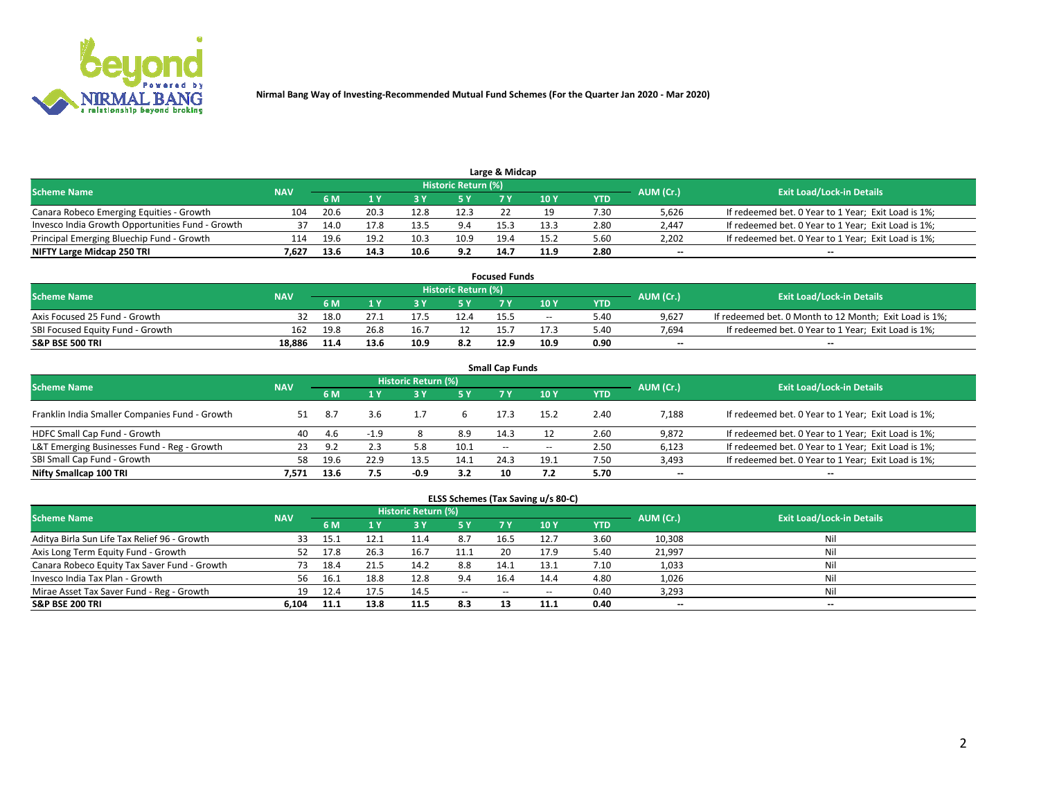Nirmal Bang Way of Investing-Recommended Mutual Fund Schemes (For the Quarter Jan 2020 - Mar 2020)

## Large & Midcap

| Scheme Name | NAV | Historic Return (%) | | | | | | | AUM (Cr.) | Exit Load/Lock-in Details |
|---|---|---|---|---|---|---|---|---|---|---|
| | | 6 M | 1 Y | 3 Y | 5 Y | 7 Y | 10 Y | YTD | | |
| Canara Robeco Emerging Equities - Growth | 104 | 20.6 | 20.3 | 12.8 | 12.3 | 22 | 19 | 7.30 | 5,626 | If redeemed bet. 0 Year to 1 Year; Exit Load is 1%; |
| Invesco India Growth Opportunities Fund - Growth | 37 | 14.0 | 17.8 | 13.5 | 9.4 | 15.3 | 13.3 | 2.80 | 2,447 | If redeemed bet. 0 Year to 1 Year; Exit Load is 1%; |
| Principal Emerging Bluechip Fund - Growth | 114 | 19.6 | 19.2 | 10.3 | 10.9 | 19.4 | 15.2 | 5.60 | 2,202 | If redeemed bet. 0 Year to 1 Year; Exit Load is 1%; |
| **NIFTY Large Midcap 250 TRI** | **7,627** | **13.6** | **14.3** | **10.6** | **9.2** | **14.7** | **11.9** | **2.80** | -- | -- |

## Focused Funds

| Scheme Name | NAV | Historic Return (%) | | | | | | | AUM (Cr.) | Exit Load/Lock-in Details |
|---|---|---|---|---|---|---|---|---|---|---|
| | | 6 M | 1 Y | 3 Y | 5 Y | 7 Y | 10 Y | YTD | | |
| Axis Focused 25 Fund - Growth | 32 | 18.0 | 27.1 | 17.5 | 12.4 | 15.5 | -- | 5.40 | 9,627 | If redeemed bet. 0 Month to 12 Month; Exit Load is 1%; |
| SBI Focused Equity Fund - Growth | 162 | 19.8 | 26.8 | 16.7 | 12 | 15.7 | 17.3 | 5.40 | 7,694 | If redeemed bet. 0 Year to 1 Year; Exit Load is 1%; |
| **S&P BSE 500 TRI** | **18,886** | **11.4** | **13.6** | **10.9** | **8.2** | **12.9** | **10.9** | **0.90** | -- | -- |

## Small Cap Funds

| Scheme Name | NAV | Historic Return (%) | | | | | | | AUM (Cr.) | Exit Load/Lock-in Details |
|---|---|---|---|---|---|---|---|---|---|---|
| | | 6 M | 1 Y | 3 Y | 5 Y | 7 Y | 10 Y | YTD | | |
| Franklin India Smaller Companies Fund - Growth | 51 | 8.7 | 3.6 | 1.7 | 6 | 17.3 | 15.2 | 2.40 | 7,188 | If redeemed bet. 0 Year to 1 Year; Exit Load is 1%; |
| HDFC Small Cap Fund - Growth | 40 | 4.6 | -1.9 | 8 | 8.9 | 14.3 | 12 | 2.60 | 9,872 | If redeemed bet. 0 Year to 1 Year; Exit Load is 1%; |
| L&T Emerging Businesses Fund - Reg - Growth | 23 | 9.2 | 2.3 | 5.8 | 10.1 | -- | -- | 2.50 | 6,123 | If redeemed bet. 0 Year to 1 Year; Exit Load is 1%; |
| SBI Small Cap Fund - Growth | 58 | 19.6 | 22.9 | 13.5 | 14.1 | 24.3 | 19.1 | 7.50 | 3,493 | If redeemed bet. 0 Year to 1 Year; Exit Load is 1%; |
| **Nifty Smallcap 100 TRI** | **7,571** | **13.6** | **7.5** | **-0.9** | **3.2** | **10** | **7.2** | **5.70** | -- | -- |

## ELSS Schemes (Tax Saving u/s 80-C)

| Scheme Name | NAV | Historic Return (%) | | | | | | | AUM (Cr.) | Exit Load/Lock-in Details |
|---|---|---|---|---|---|---|---|---|---|---|
| | | 6 M | 1 Y | 3 Y | 5 Y | 7 Y | 10 Y | YTD | | |
| Aditya Birla Sun Life Tax Relief 96 - Growth | 33 | 15.1 | 12.1 | 11.4 | 8.7 | 16.5 | 12.7 | 3.60 | 10,308 | Nil |
| Axis Long Term Equity Fund - Growth | 52 | 17.8 | 26.3 | 16.7 | 11.1 | 20 | 17.9 | 5.40 | 21,997 | Nil |
| Canara Robeco Equity Tax Saver Fund - Growth | 73 | 18.4 | 21.5 | 14.2 | 8.8 | 14.1 | 13.1 | 7.10 | 1,033 | Nil |
| Invesco India Tax Plan - Growth | 56 | 16.1 | 18.8 | 12.8 | 9.4 | 16.4 | 14.4 | 4.80 | 1,026 | Nil |
| Mirae Asset Tax Saver Fund - Reg - Growth | 19 | 12.4 | 17.5 | 14.5 | -- | -- | -- | 0.40 | 3,293 | Nil |
| **S&P BSE 200 TRI** | **6,104** | **11.1** | **13.8** | **11.5** | **8.3** | **13** | **11.1** | **0.40** | -- | -- |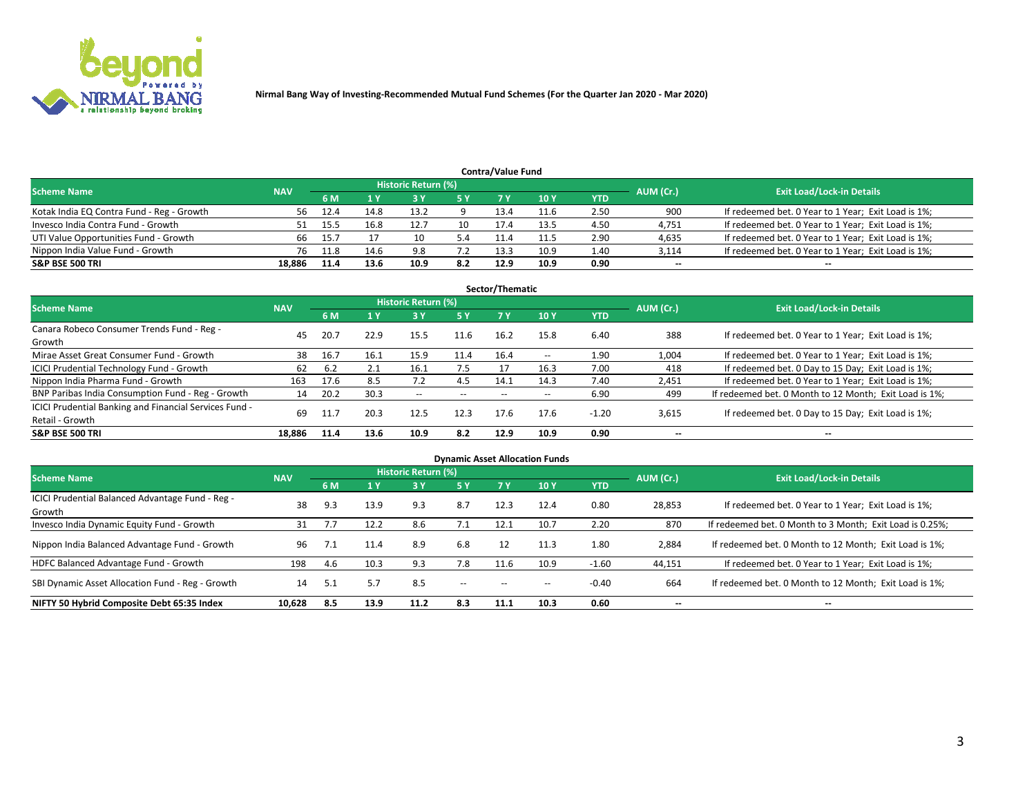Nirmal Bang Way of Investing-Recommended Mutual Fund Schemes (For the Quarter Jan 2020 - Mar 2020)

## Contra/Value Fund

| Scheme Name | NAV | Historic Return (%) | | | | | | | AUM (Cr.) | Exit Load/Lock-in Details |
|---|---|---|---|---|---|---|---|---|---|---|
| | | 6 M | 1 Y | 3 Y | 5 Y | 7 Y | 10 Y | YTD | | |
| Kotak India EQ Contra Fund - Reg - Growth | 56 | 12.4 | 14.8 | 13.2 | 9 | 13.4 | 11.6 | 2.50 | 900 | If redeemed bet. 0 Year to 1 Year; Exit Load is 1%; |
| Invesco India Contra Fund - Growth | 51 | 15.5 | 16.8 | 12.7 | 10 | 17.4 | 13.5 | 4.50 | 4,751 | If redeemed bet. 0 Year to 1 Year; Exit Load is 1%; |
| UTI Value Opportunities Fund - Growth | 66 | 15.7 | 17 | 10 | 5.4 | 11.4 | 11.5 | 2.90 | 4,635 | If redeemed bet. 0 Year to 1 Year; Exit Load is 1%; |
| Nippon India Value Fund - Growth | 76 | 11.8 | 14.6 | 9.8 | 7.2 | 13.3 | 10.9 | 1.40 | 3,114 | If redeemed bet. 0 Year to 1 Year; Exit Load is 1%; |
| **S&P BSE 500 TRI** | **18,886** | **11.4** | **13.6** | **10.9** | **8.2** | **12.9** | **10.9** | **0.90** | -- | -- |

## Sector/Thematic

| Scheme Name | NAV | Historic Return (%) | | | | | | | AUM (Cr.) | Exit Load/Lock-in Details |
|---|---|---|---|---|---|---|---|---|---|---|
| | | 6 M | 1 Y | 3 Y | 5 Y | 7 Y | 10 Y | YTD | | |
| Canara Robeco Consumer Trends Fund - Reg - Growth | 45 | 20.7 | 22.9 | 15.5 | 11.6 | 16.2 | 15.8 | 6.40 | 388 | If redeemed bet. 0 Year to 1 Year; Exit Load is 1%; |
| Mirae Asset Great Consumer Fund - Growth | 38 | 16.7 | 16.1 | 15.9 | 11.4 | 16.4 | -- | 1.90 | 1,004 | If redeemed bet. 0 Year to 1 Year; Exit Load is 1%; |
| ICICI Prudential Technology Fund - Growth | 62 | 6.2 | 2.1 | 16.1 | 7.5 | 17 | 16.3 | 7.00 | 418 | If redeemed bet. 0 Day to 15 Day; Exit Load is 1%; |
| Nippon India Pharma Fund - Growth | 163 | 17.6 | 8.5 | 7.2 | 4.5 | 14.1 | 14.3 | 7.40 | 2,451 | If redeemed bet. 0 Year to 1 Year; Exit Load is 1%; |
| BNP Paribas India Consumption Fund - Reg - Growth | 14 | 20.2 | 30.3 | -- | -- | -- | -- | 6.90 | 499 | If redeemed bet. 0 Month to 12 Month; Exit Load is 1%; |
| ICICI Prudential Banking and Financial Services Fund - Retail - Growth | 69 | 11.7 | 20.3 | 12.5 | 12.3 | 17.6 | 17.6 | -1.20 | 3,615 | If redeemed bet. 0 Day to 15 Day; Exit Load is 1%; |
| **S&P BSE 500 TRI** | **18,886** | **11.4** | **13.6** | **10.9** | **8.2** | **12.9** | **10.9** | **0.90** | -- | -- |

## Dynamic Asset Allocation Funds

| Scheme Name | NAV | Historic Return (%) | | | | | | | AUM (Cr.) | Exit Load/Lock-in Details |
|---|---|---|---|---|---|---|---|---|---|---|
| | | 6 M | 1 Y | 3 Y | 5 Y | 7 Y | 10 Y | YTD | | |
| ICICI Prudential Balanced Advantage Fund - Reg - Growth | 38 | 9.3 | 13.9 | 9.3 | 8.7 | 12.3 | 12.4 | 0.80 | 28,853 | If redeemed bet. 0 Year to 1 Year; Exit Load is 1%; |
| Invesco India Dynamic Equity Fund - Growth | 31 | 7.7 | 12.2 | 8.6 | 7.1 | 12.1 | 10.7 | 2.20 | 870 | If redeemed bet. 0 Month to 3 Month; Exit Load is 0.25%; |
| Nippon India Balanced Advantage Fund - Growth | 96 | 7.1 | 11.4 | 8.9 | 6.8 | 12 | 11.3 | 1.80 | 2,884 | If redeemed bet. 0 Month to 12 Month; Exit Load is 1%; |
| HDFC Balanced Advantage Fund - Growth | 198 | 4.6 | 10.3 | 9.3 | 7.8 | 11.6 | 10.9 | -1.60 | 44,151 | If redeemed bet. 0 Year to 1 Year; Exit Load is 1%; |
| SBI Dynamic Asset Allocation Fund - Reg - Growth | 14 | 5.1 | 5.7 | 8.5 | -- | -- | -- | -0.40 | 664 | If redeemed bet. 0 Month to 12 Month; Exit Load is 1%; |
| **NIFTY 50 Hybrid Composite Debt 65:35 Index** | **10,628** | **8.5** | **13.9** | **11.2** | **8.3** | **11.1** | **10.3** | **0.60** | -- | -- |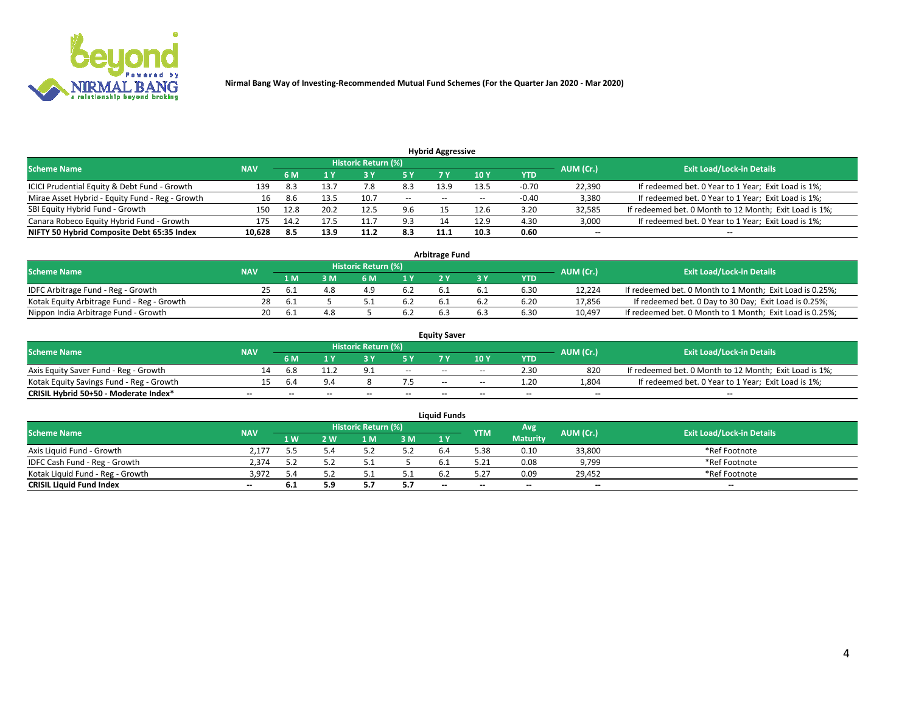Nirmal Bang Way of Investing-Recommended Mutual Fund Schemes (For the Quarter Jan 2020 - Mar 2020)

## Hybrid Aggressive

| Scheme Name | NAV | Historic Return (%) | | | | | | | AUM (Cr.) | Exit Load/Lock-in Details |
|---|---|---|---|---|---|---|---|---|---|---|
| | | 6 M | 1 Y | 3 Y | 5 Y | 7 Y | 10 Y | YTD | | |
| ICICI Prudential Equity & Debt Fund - Growth | 139 | 8.3 | 13.7 | 7.8 | 8.3 | 13.9 | 13.5 | -0.70 | 22,390 | If redeemed bet. 0 Year to 1 Year; Exit Load is 1%; |
| Mirae Asset Hybrid - Equity Fund - Reg - Growth | 16 | 8.6 | 13.5 | 10.7 | -- | -- | -- | -0.40 | 3,380 | If redeemed bet. 0 Year to 1 Year; Exit Load is 1%; |
| SBI Equity Hybrid Fund - Growth | 150 | 12.8 | 20.2 | 12.5 | 9.6 | 15 | 12.6 | 3.20 | 32,585 | If redeemed bet. 0 Month to 12 Month; Exit Load is 1%; |
| Canara Robeco Equity Hybrid Fund - Growth | 175 | 14.2 | 17.5 | 11.7 | 9.3 | 14 | 12.9 | 4.30 | 3,000 | If redeemed bet. 0 Year to 1 Year; Exit Load is 1%; |
| **NIFTY 50 Hybrid Composite Debt 65:35 Index** | **10,628** | **8.5** | **13.9** | **11.2** | **8.3** | **11.1** | **10.3** | **0.60** | **--** | **--** |

## Arbitrage Fund

| Scheme Name | NAV | Historic Return (%) | | | | | | | AUM (Cr.) | Exit Load/Lock-in Details |
|---|---|---|---|---|---|---|---|---|---|---|
| | | 1 M | 3 M | 6 M | 1 Y | 2 Y | 3 Y | YTD | | |
| IDFC Arbitrage Fund - Reg - Growth | 25 | 6.1 | 4.8 | 4.9 | 6.2 | 6.1 | 6.1 | 6.30 | 12,224 | If redeemed bet. 0 Month to 1 Month; Exit Load is 0.25%; |
| Kotak Equity Arbitrage Fund - Reg - Growth | 28 | 6.1 | 5 | 5.1 | 6.2 | 6.1 | 6.2 | 6.20 | 17,856 | If redeemed bet. 0 Day to 30 Day; Exit Load is 0.25%; |
| Nippon India Arbitrage Fund - Growth | 20 | 6.1 | 4.8 | 5 | 6.2 | 6.3 | 6.3 | 6.30 | 10,497 | If redeemed bet. 0 Month to 1 Month; Exit Load is 0.25%; |

## Equity Saver

| Scheme Name | NAV | Historic Return (%) | | | | | | | AUM (Cr.) | Exit Load/Lock-in Details |
|---|---|---|---|---|---|---|---|---|---|---|
| | | 6 M | 1 Y | 3 Y | 5 Y | 7 Y | 10 Y | YTD | | |
| Axis Equity Saver Fund - Reg - Growth | 14 | 6.8 | 11.2 | 9.1 | -- | -- | -- | 2.30 | 820 | If redeemed bet. 0 Month to 12 Month; Exit Load is 1%; |
| Kotak Equity Savings Fund - Reg - Growth | 15 | 6.4 | 9.4 | 8 | 7.5 | -- | -- | 1.20 | 1,804 | If redeemed bet. 0 Year to 1 Year; Exit Load is 1%; |
| **CRISIL Hybrid 50+50 - Moderate Index*** | **--** | **--** | **--** | **--** | **--** | **--** | **--** | **--** | **--** | **--** |

## Liquid Funds

| Scheme Name | NAV | Historic Return (%) | | | | | YTM | Avg Maturity | AUM (Cr.) | Exit Load/Lock-in Details |
|---|---|---|---|---|---|---|---|---|---|---|
| | | 1 W | 2 W | 1 M | 3 M | 1 Y | | | | |
| Axis Liquid Fund - Growth | 2,177 | 5.5 | 5.4 | 5.2 | 5.2 | 6.4 | 5.38 | 0.10 | 33,800 | *Ref Footnote |
| IDFC Cash Fund - Reg - Growth | 2,374 | 5.2 | 5.2 | 5.1 | 5 | 6.1 | 5.21 | 0.08 | 9,799 | *Ref Footnote |
| Kotak Liquid Fund - Reg - Growth | 3,972 | 5.4 | 5.2 | 5.1 | 5.1 | 6.2 | 5.27 | 0.09 | 29,452 | *Ref Footnote |
| **CRISIL Liquid Fund Index** | **--** | **6.1** | **5.9** | **5.7** | **5.7** | **--** | **--** | **--** | **--** | **--** |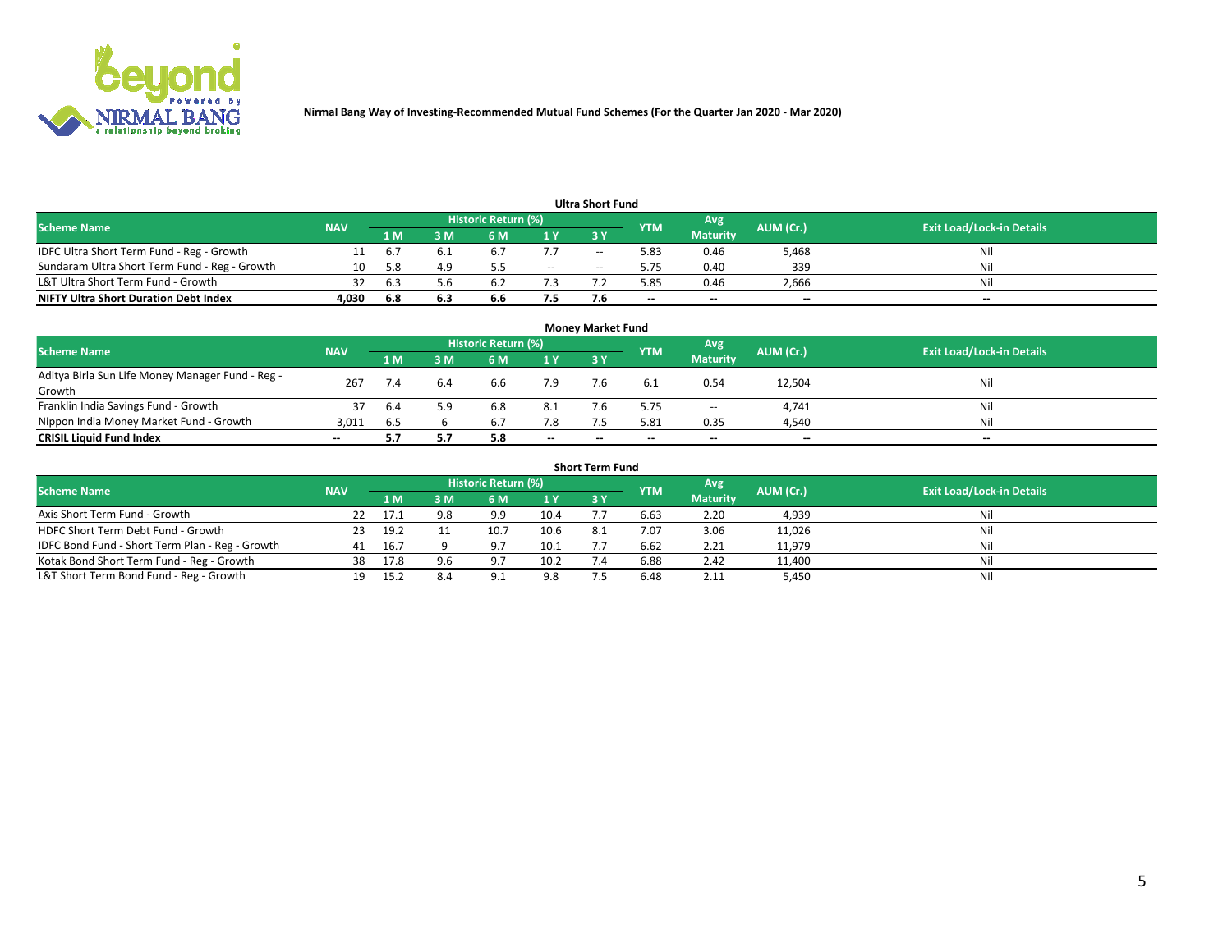Nirmal Bang Way of Investing-Recommended Mutual Fund Schemes (For the Quarter Jan 2020 - Mar 2020)

### Ultra Short Fund

| Scheme Name | NAV | Historic Return (%) | | | | | YTM | Avg Maturity | AUM (Cr.) | Exit Load/Lock-in Details |
|---|---|---|---|---|---|---|---|---|---|---|
| | | 1 M | 3 M | 6 M | 1 Y | 3 Y | | | | |
| IDFC Ultra Short Term Fund - Reg - Growth | 11 | 6.7 | 6.1 | 6.7 | 7.7 | -- | 5.83 | 0.46 | 5,468 | Nil |
| Sundaram Ultra Short Term Fund - Reg - Growth | 10 | 5.8 | 4.9 | 5.5 | -- | -- | 5.75 | 0.40 | 339 | Nil |
| L&T Ultra Short Term Fund - Growth | 32 | 6.3 | 5.6 | 6.2 | 7.3 | 7.2 | 5.85 | 0.46 | 2,666 | Nil |
| **NIFTY Ultra Short Duration Debt Index** | **4,030** | **6.8** | **6.3** | **6.6** | **7.5** | **7.6** | -- | -- | -- | -- |

### Money Market Fund

| Scheme Name | NAV | Historic Return (%) | | | | | YTM | Avg Maturity | AUM (Cr.) | Exit Load/Lock-in Details |
|---|---|---|---|---|---|---|---|---|---|---|
| | | 1 M | 3 M | 6 M | 1 Y | 3 Y | | | | |
| Aditya Birla Sun Life Money Manager Fund - Reg - Growth | 267 | 7.4 | 6.4 | 6.6 | 7.9 | 7.6 | 6.1 | 0.54 | 12,504 | Nil |
| Franklin India Savings Fund - Growth | 37 | 6.4 | 5.9 | 6.8 | 8.1 | 7.6 | 5.75 | -- | 4,741 | Nil |
| Nippon India Money Market Fund - Growth | 3,011 | 6.5 | 6 | 6.7 | 7.8 | 7.5 | 5.81 | 0.35 | 4,540 | Nil |
| **CRISIL Liquid Fund Index** | -- | **5.7** | **5.7** | **5.8** | -- | -- | -- | -- | -- | -- |

### Short Term Fund

| Scheme Name | NAV | Historic Return (%) | | | | | YTM | Avg Maturity | AUM (Cr.) | Exit Load/Lock-in Details |
|---|---|---|---|---|---|---|---|---|---|---|
| | | 1 M | 3 M | 6 M | 1 Y | 3 Y | | | | |
| Axis Short Term Fund - Growth | 22 | 17.1 | 9.8 | 9.9 | 10.4 | 7.7 | 6.63 | 2.20 | 4,939 | Nil |
| HDFC Short Term Debt Fund - Growth | 23 | 19.2 | 11 | 10.7 | 10.6 | 8.1 | 7.07 | 3.06 | 11,026 | Nil |
| IDFC Bond Fund - Short Term Plan - Reg - Growth | 41 | 16.7 | 9 | 9.7 | 10.1 | 7.7 | 6.62 | 2.21 | 11,979 | Nil |
| Kotak Bond Short Term Fund - Reg - Growth | 38 | 17.8 | 9.6 | 9.7 | 10.2 | 7.4 | 6.88 | 2.42 | 11,400 | Nil |
| L&T Short Term Bond Fund - Reg - Growth | 19 | 15.2 | 8.4 | 9.1 | 9.8 | 7.5 | 6.48 | 2.11 | 5,450 | Nil |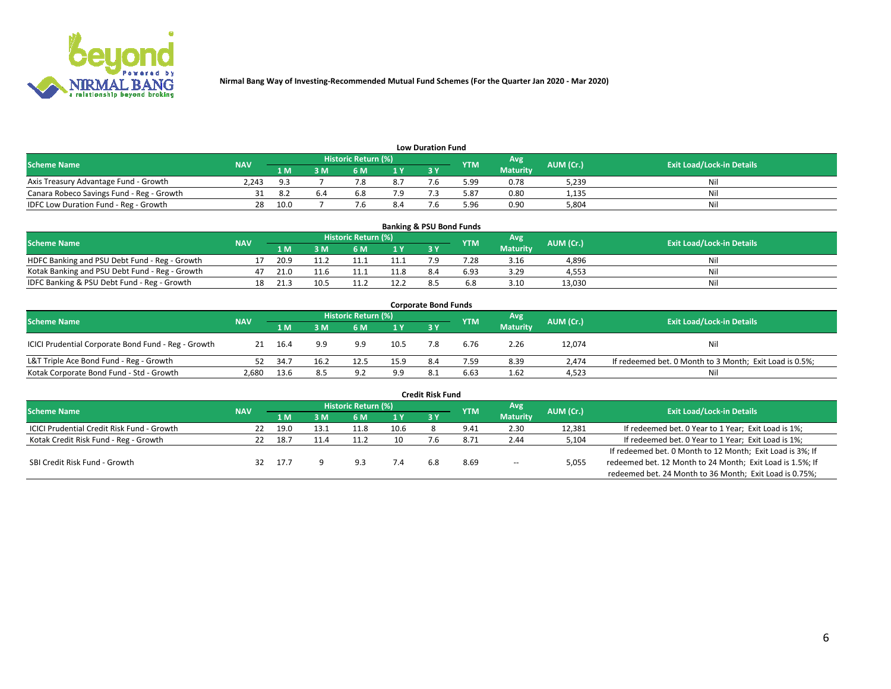Nirmal Bang Way of Investing-Recommended Mutual Fund Schemes (For the Quarter Jan 2020 - Mar 2020)

## Low Duration Fund

| Scheme Name | NAV | Historic Return (%) | | | | | YTM | Avg Maturity | AUM (Cr.) | Exit Load/Lock-in Details |
|---|---|---|---|---|---|---|---|---|---|---|
| | | 1 M | 3 M | 6 M | 1 Y | 3 Y | | | | |
| Axis Treasury Advantage Fund - Growth | 2,243 | 9.3 | 7 | 7.8 | 8.7 | 7.6 | 5.99 | 0.78 | 5,239 | Nil |
| Canara Robeco Savings Fund - Reg - Growth | 31 | 8.2 | 6.4 | 6.8 | 7.9 | 7.3 | 5.87 | 0.80 | 1,135 | Nil |
| IDFC Low Duration Fund - Reg - Growth | 28 | 10.0 | 7 | 7.6 | 8.4 | 7.6 | 5.96 | 0.90 | 5,804 | Nil |

## Banking & PSU Bond Funds

| Scheme Name | NAV | Historic Return (%) | | | | | YTM | Avg Maturity | AUM (Cr.) | Exit Load/Lock-in Details |
|---|---|---|---|---|---|---|---|---|---|---|
| | | 1 M | 3 M | 6 M | 1 Y | 3 Y | | | | |
| HDFC Banking and PSU Debt Fund - Reg - Growth | 17 | 20.9 | 11.2 | 11.1 | 11.1 | 7.9 | 7.28 | 3.16 | 4,896 | Nil |
| Kotak Banking and PSU Debt Fund - Reg - Growth | 47 | 21.0 | 11.6 | 11.1 | 11.8 | 8.4 | 6.93 | 3.29 | 4,553 | Nil |
| IDFC Banking & PSU Debt Fund - Reg - Growth | 18 | 21.3 | 10.5 | 11.2 | 12.2 | 8.5 | 6.8 | 3.10 | 13,030 | Nil |

## Corporate Bond Funds

| Scheme Name | NAV | Historic Return (%) | | | | | YTM | Avg Maturity | AUM (Cr.) | Exit Load/Lock-in Details |
|---|---|---|---|---|---|---|---|---|---|---|
| | | 1 M | 3 M | 6 M | 1 Y | 3 Y | | | | |
| ICICI Prudential Corporate Bond Fund - Reg - Growth | 21 | 16.4 | 9.9 | 9.9 | 10.5 | 7.8 | 6.76 | 2.26 | 12,074 | Nil |
| L&T Triple Ace Bond Fund - Reg - Growth | 52 | 34.7 | 16.2 | 12.5 | 15.9 | 8.4 | 7.59 | 8.39 | 2,474 | If redeemed bet. 0 Month to 3 Month; Exit Load is 0.5%; |
| Kotak Corporate Bond Fund - Std - Growth | 2,680 | 13.6 | 8.5 | 9.2 | 9.9 | 8.1 | 6.63 | 1.62 | 4,523 | Nil |

## Credit Risk Fund

| Scheme Name | NAV | Historic Return (%) | | | | | YTM | Avg Maturity | AUM (Cr.) | Exit Load/Lock-in Details |
|---|---|---|---|---|---|---|---|---|---|---|
| | | 1 M | 3 M | 6 M | 1 Y | 3 Y | | | | |
| ICICI Prudential Credit Risk Fund - Growth | 22 | 19.0 | 13.1 | 11.8 | 10.6 | 8 | 9.41 | 2.30 | 12,381 | If redeemed bet. 0 Year to 1 Year; Exit Load is 1%; |
| Kotak Credit Risk Fund - Reg - Growth | 22 | 18.7 | 11.4 | 11.2 | 10 | 7.6 | 8.71 | 2.44 | 5,104 | If redeemed bet. 0 Year to 1 Year; Exit Load is 1%; |
| SBI Credit Risk Fund - Growth | 32 | 17.7 | 9 | 9.3 | 7.4 | 6.8 | 8.69 | -- | 5,055 | If redeemed bet. 0 Month to 12 Month; Exit Load is 3%; If redeemed bet. 12 Month to 24 Month; Exit Load is 1.5%; If redeemed bet. 24 Month to 36 Month; Exit Load is 0.75%; |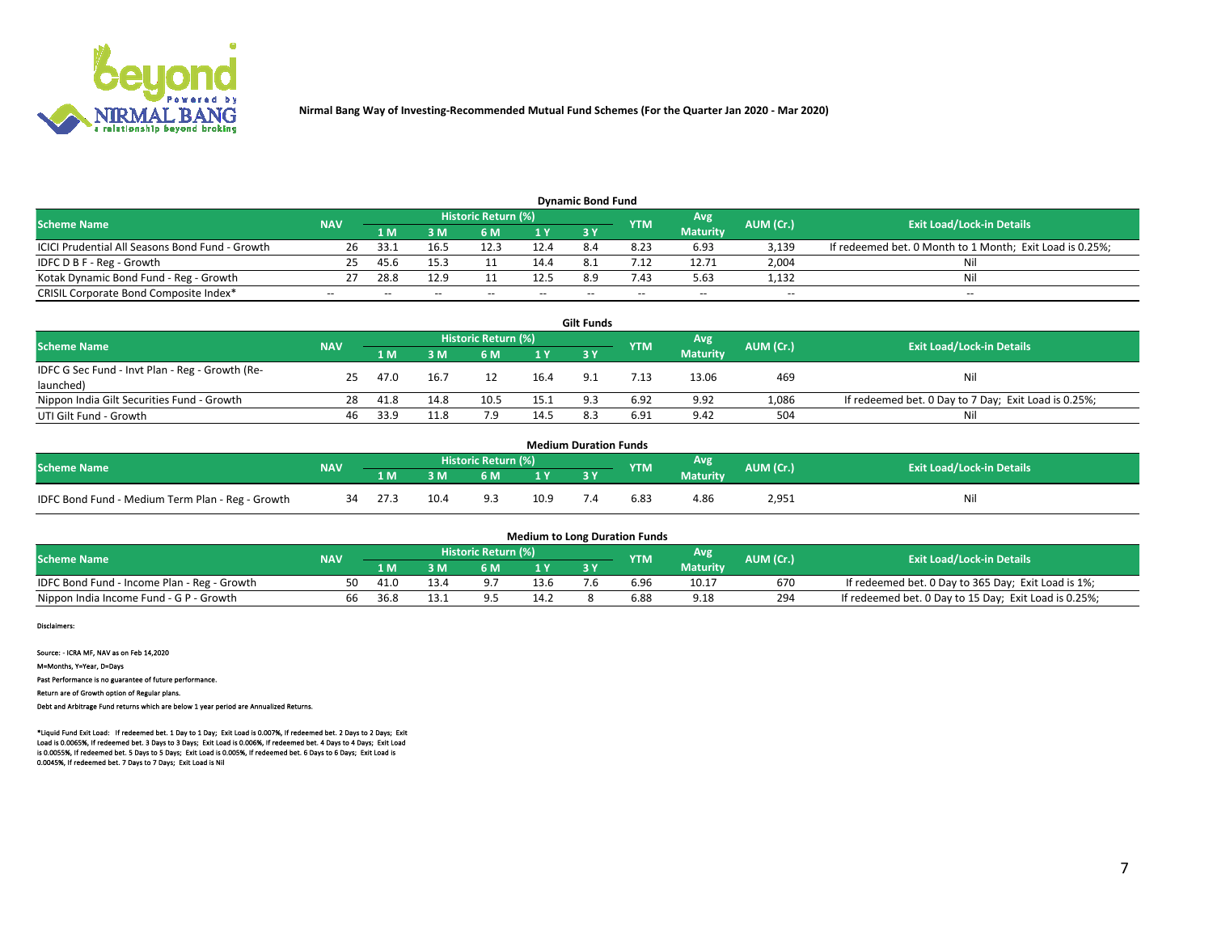**Nirmal Bang Way of Investing-Recommended Mutual Fund Schemes (For the Quarter Jan 2020 - Mar 2020)**

## Dynamic Bond Fund

| Scheme Name | NAV | Historic Return (%) | | | | | YTM | Avg Maturity | AUM (Cr.) | Exit Load/Lock-in Details |
|---|---|---|---|---|---|---|---|---|---|---|
| | | 1 M | 3 M | 6 M | 1 Y | 3 Y | | | | |
| ICICI Prudential All Seasons Bond Fund - Growth | 26 | 33.1 | 16.5 | 12.3 | 12.4 | 8.4 | 8.23 | 6.93 | 3,139 | If redeemed bet. 0 Month to 1 Month; Exit Load is 0.25%; |
| IDFC D B F - Reg - Growth | 25 | 45.6 | 15.3 | 11 | 14.4 | 8.1 | 7.12 | 12.71 | 2,004 | Nil |
| Kotak Dynamic Bond Fund - Reg - Growth | 27 | 28.8 | 12.9 | 11 | 12.5 | 8.9 | 7.43 | 5.63 | 1,132 | Nil |
| CRISIL Corporate Bond Composite Index* | -- | -- | -- | -- | -- | -- | -- | -- | -- | -- |

## Gilt Funds

| Scheme Name | NAV | Historic Return (%) | | | | | YTM | Avg Maturity | AUM (Cr.) | Exit Load/Lock-in Details |
|---|---|---|---|---|---|---|---|---|---|---|
| | | 1 M | 3 M | 6 M | 1 Y | 3 Y | | | | |
| IDFC G Sec Fund - Invt Plan - Reg - Growth (Re-launched) | 25 | 47.0 | 16.7 | 12 | 16.4 | 9.1 | 7.13 | 13.06 | 469 | Nil |
| Nippon India Gilt Securities Fund - Growth | 28 | 41.8 | 14.8 | 10.5 | 15.1 | 9.3 | 6.92 | 9.92 | 1,086 | If redeemed bet. 0 Day to 7 Day; Exit Load is 0.25%; |
| UTI Gilt Fund - Growth | 46 | 33.9 | 11.8 | 7.9 | 14.5 | 8.3 | 6.91 | 9.42 | 504 | Nil |

## Medium Duration Funds

| Scheme Name | NAV | Historic Return (%) | | | | | YTM | Avg Maturity | AUM (Cr.) | Exit Load/Lock-in Details |
|---|---|---|---|---|---|---|---|---|---|---|
| | | 1 M | 3 M | 6 M | 1 Y | 3 Y | | | | |
| IDFC Bond Fund - Medium Term Plan - Reg - Growth | 34 | 27.3 | 10.4 | 9.3 | 10.9 | 7.4 | 6.83 | 4.86 | 2,951 | Nil |

## Medium to Long Duration Funds

| Scheme Name | NAV | Historic Return (%) | | | | | YTM | Avg Maturity | AUM (Cr.) | Exit Load/Lock-in Details |
|---|---|---|---|---|---|---|---|---|---|---|
| | | 1 M | 3 M | 6 M | 1 Y | 3 Y | | | | |
| IDFC Bond Fund - Income Plan - Reg - Growth | 50 | 41.0 | 13.4 | 9.7 | 13.6 | 7.6 | 6.96 | 10.17 | 670 | If redeemed bet. 0 Day to 365 Day; Exit Load is 1%; |
| Nippon India Income Fund - G P - Growth | 66 | 36.8 | 13.1 | 9.5 | 14.2 | 8 | 6.88 | 9.18 | 294 | If redeemed bet. 0 Day to 15 Day; Exit Load is 0.25%; |

Disclaimers:

Source: - ICRA MF, NAV as on Feb 14,2020

M=Months, Y=Year, D=Days

Past Performance is no guarantee of future performance.

Return are of Growth option of Regular plans.

Debt and Arbitrage Fund returns which are below 1 year period are Annualized Returns.

*Liquid Fund Exit Load: If redeemed bet. 1 Day to 1 Day; Exit Load is 0.007%, If redeemed bet. 2 Days to 2 Days; Exit Load is 0.0065%, If redeemed bet. 3 Days to 3 Days; Exit Load is 0.006%, If redeemed bet. 4 Days to 4 Days; Exit Load is 0.0055%, If redeemed bet. 5 Days to 5 Days; Exit Load is 0.005%, If redeemed bet. 6 Days to 6 Days; Exit Load is 0.0045%, If redeemed bet. 7 Days to 7 Days; Exit Load is Nil